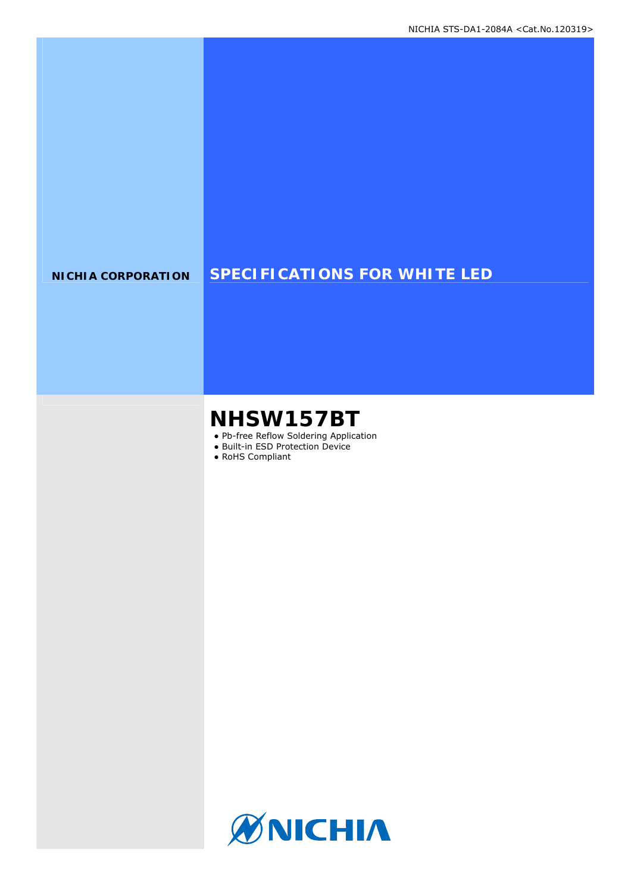NICHIA STS-DA1-2084A <Cat.No.120319>

**NICHIA CORPORATION**

# SPECIFICATIONS FOR WHITE LED

## NHSW157BT

- Pb-free Reflow Soldering Application
- Built-in ESD Protection Device
- RoHS Compliant

NICHIA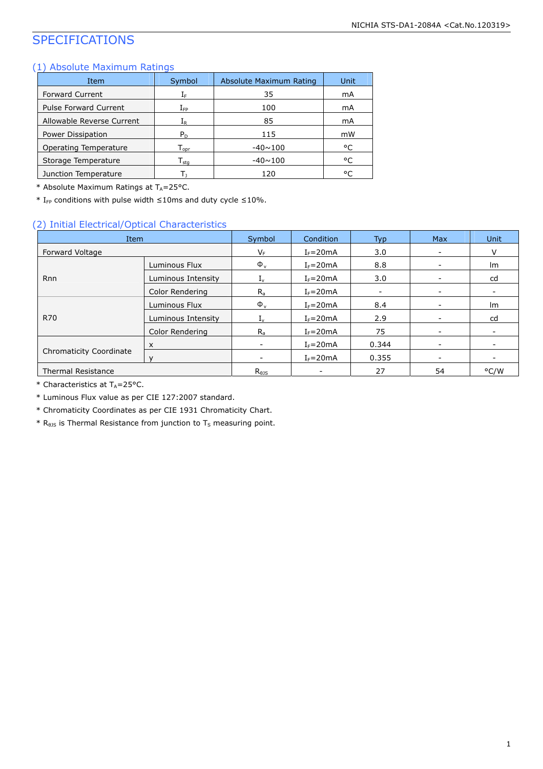# SPECIFICATIONS

## (1) Absolute Maximum Ratings

| Item | Symbol | Absolute Maximum Rating | Unit |
|---|---|---|---|
| Forward Current | $I_F$ | 35 | mA |
| Pulse Forward Current | $I_{FP}$ | 100 | mA |
| Allowable Reverse Current | $I_R$ | 85 | mA |
| Power Dissipation | $P_D$ | 115 | mW |
| Operating Temperature | $T_{opr}$ | -40~100 | °C |
| Storage Temperature | $T_{stg}$ | -40~100 | °C |
| Junction Temperature | $T_J$ | 120 | °C |

\* Absolute Maximum Ratings at $T_A$=25°C.

\* $I_{FP}$ conditions with pulse width ≤10ms and duty cycle ≤10%.

## (2) Initial Electrical/Optical Characteristics

| Item | | Symbol | Condition | Typ | Max | Unit |
|---|---|---|---|---|---|---|
| Forward Voltage | | $V_F$ | $I_F$=20mA | 3.0 | - | V |
| Rnn | Luminous Flux | $\Phi_v$ | $I_F$=20mA | 8.8 | - | lm |
| | Luminous Intensity | $I_v$ | $I_F$=20mA | 3.0 | - | cd |
| | Color Rendering | $R_a$ | $I_F$=20mA | - | - | - |
| R70 | Luminous Flux | $\Phi_v$ | $I_F$=20mA | 8.4 | - | lm |
| | Luminous Intensity | $I_v$ | $I_F$=20mA | 2.9 | - | cd |
| | Color Rendering | $R_a$ | $I_F$=20mA | 75 | - | - |
| Chromaticity Coordinate | x | - | $I_F$=20mA | 0.344 | - | - |
| | y | - | $I_F$=20mA | 0.355 | - | - |
| Thermal Resistance | | $R_{\theta JS}$ | - | 27 | 54 | °C/W |

\* Characteristics at $T_A$=25°C.

\* Luminous Flux value as per CIE 127:2007 standard.

\* Chromaticity Coordinates as per CIE 1931 Chromaticity Chart.

\* $R_{\theta JS}$ is Thermal Resistance from junction to $T_S$ measuring point.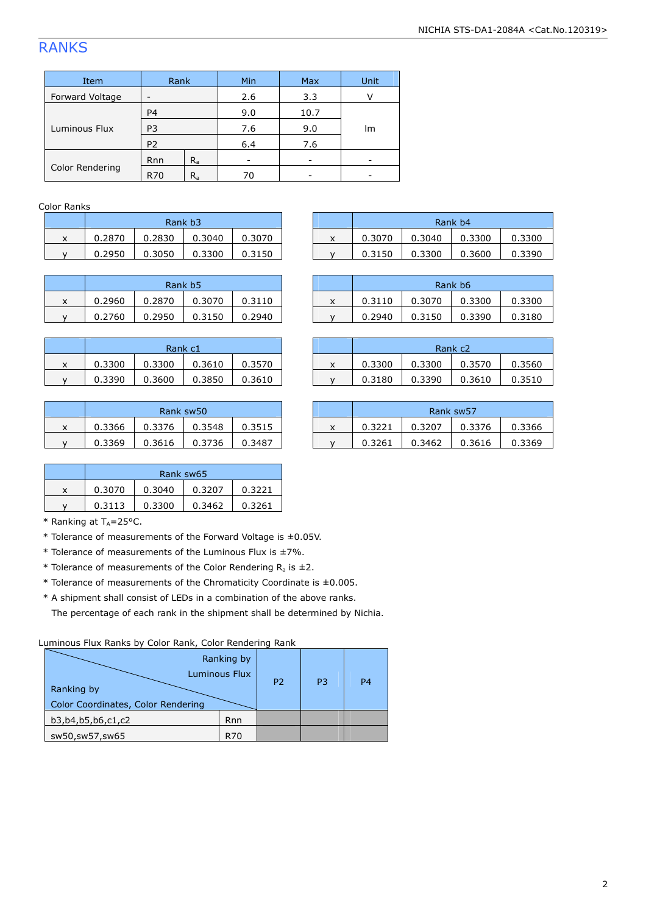## RANKS

| Item | Rank | | Min | Max | Unit |
|---|---|---|---|---|---|
| Forward Voltage | - | | 2.6 | 3.3 | V |
| Luminous Flux | P4 | | 9.0 | 10.7 | lm |
| | P3 | | 7.6 | 9.0 | |
| | P2 | | 6.4 | 7.6 | |
| Color Rendering | Rnn | $R_a$ | - | - | - |
| | R70 | $R_a$ | 70 | - | - |

Color Ranks

| | Rank b3 | | | |
|---|---|---|---|---|
| x | 0.2870 | 0.2830 | 0.3040 | 0.3070 |
| y | 0.2950 | 0.3050 | 0.3300 | 0.3150 |

| | Rank b4 | | | |
|---|---|---|---|---|
| x | 0.3070 | 0.3040 | 0.3300 | 0.3300 |
| y | 0.3150 | 0.3300 | 0.3600 | 0.3390 |

| | Rank b5 | | | |
|---|---|---|---|---|
| x | 0.2960 | 0.2870 | 0.3070 | 0.3110 |
| y | 0.2760 | 0.2950 | 0.3150 | 0.2940 |

| | Rank b6 | | | |
|---|---|---|---|---|
| x | 0.3110 | 0.3070 | 0.3300 | 0.3300 |
| y | 0.2940 | 0.3150 | 0.3390 | 0.3180 |

| | Rank c1 | | | |
|---|---|---|---|---|
| x | 0.3300 | 0.3300 | 0.3610 | 0.3570 |
| y | 0.3390 | 0.3600 | 0.3850 | 0.3610 |

| | Rank c2 | | | |
|---|---|---|---|---|
| x | 0.3300 | 0.3300 | 0.3570 | 0.3560 |
| y | 0.3180 | 0.3390 | 0.3610 | 0.3510 |

| | Rank sw50 | | | |
|---|---|---|---|---|
| x | 0.3366 | 0.3376 | 0.3548 | 0.3515 |
| y | 0.3369 | 0.3616 | 0.3736 | 0.3487 |

| | Rank sw57 | | | |
|---|---|---|---|---|
| x | 0.3221 | 0.3207 | 0.3376 | 0.3366 |
| y | 0.3261 | 0.3462 | 0.3616 | 0.3369 |

| | Rank sw65 | | | |
|---|---|---|---|---|
| x | 0.3070 | 0.3040 | 0.3207 | 0.3221 |
| y | 0.3113 | 0.3300 | 0.3462 | 0.3261 |

\* Ranking at $T_A$=25°C.

\* Tolerance of measurements of the Forward Voltage is ±0.05V.

\* Tolerance of measurements of the Luminous Flux is ±7%.

\* Tolerance of measurements of the Color Rendering $R_a$ is ±2.

\* Tolerance of measurements of the Chromaticity Coordinate is ±0.005.

\* A shipment shall consist of LEDs in a combination of the above ranks.
The percentage of each rank in the shipment shall be determined by Nichia.

Luminous Flux Ranks by Color Rank, Color Rendering Rank

| Ranking by Color Coordinates, Color Rendering \ Ranking by Luminous Flux | | P2 | P3 | P4 |
|---|---|---|---|---|
| b3,b4,b5,b6,c1,c2 | Rnn | | | |
| sw50,sw57,sw65 | R70 | | | |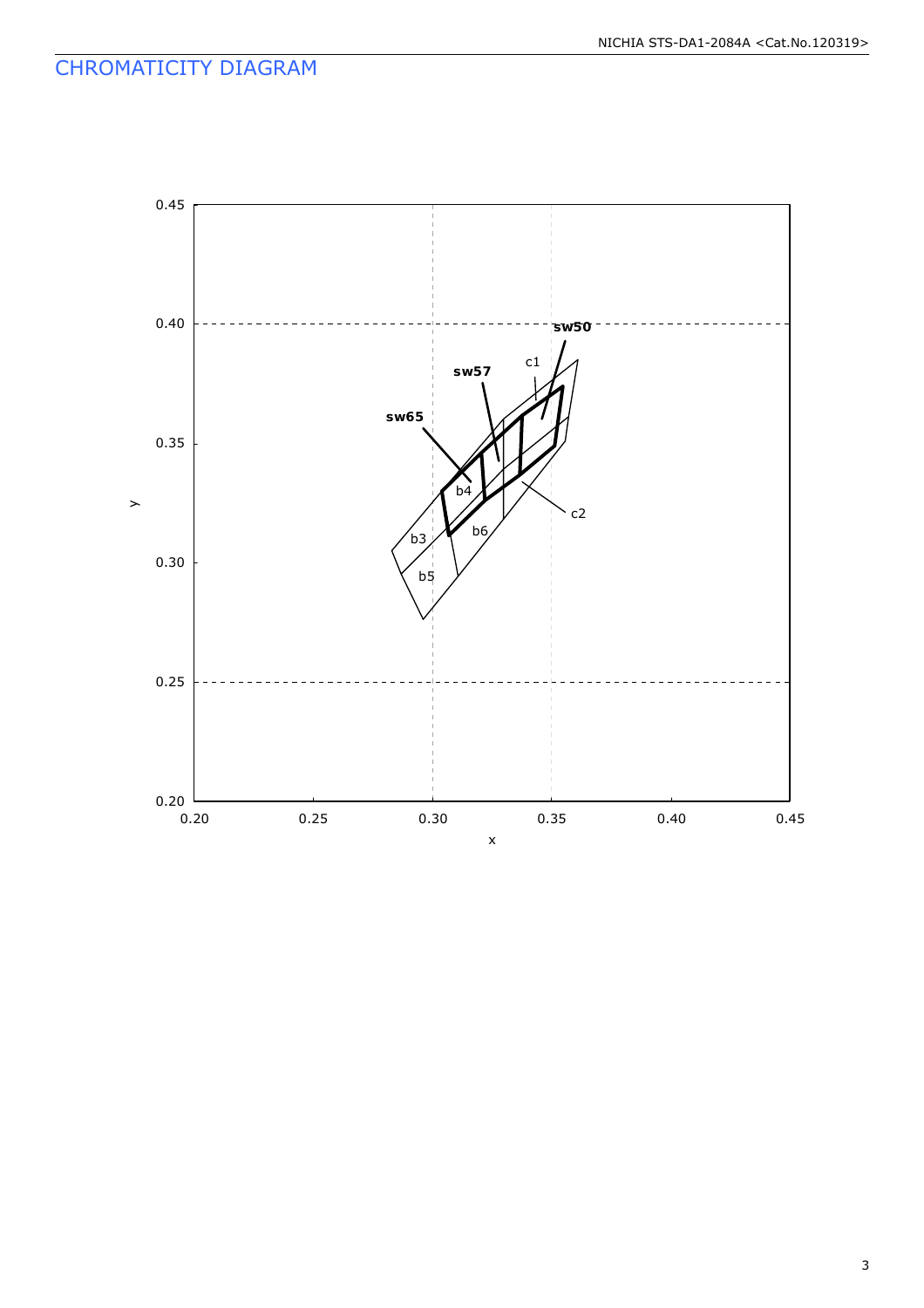## CHROMATICITY DIAGRAM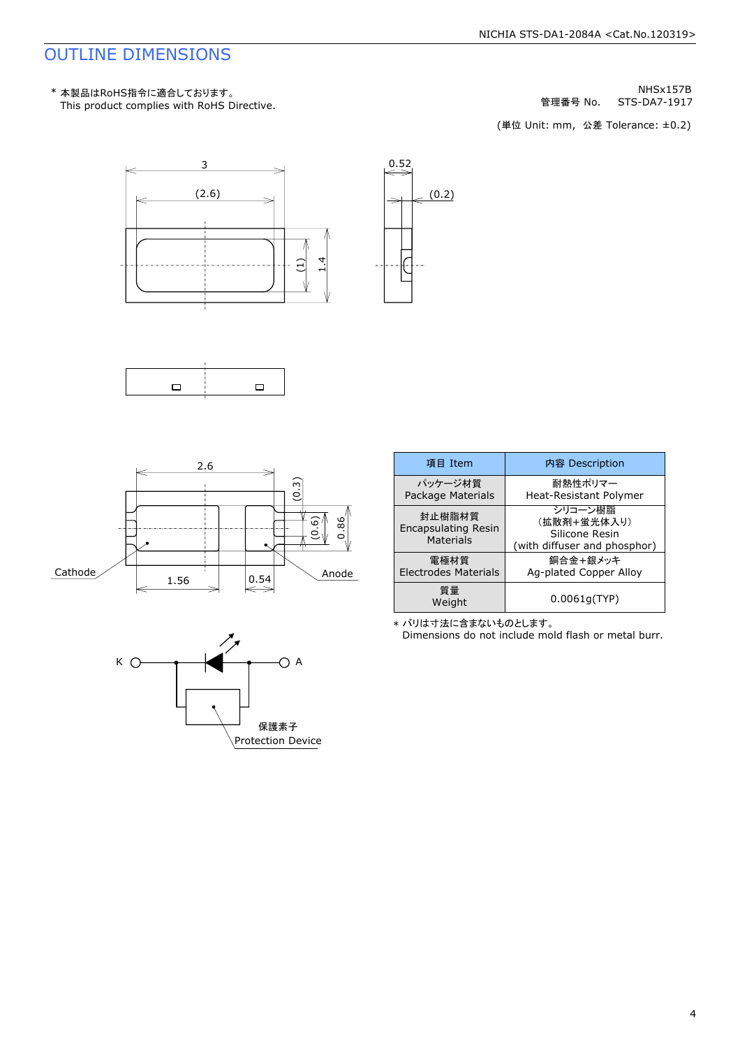# OUTLINE DIMENSIONS

\* 本製品はRoHS指令に適合しております。
This product complies with RoHS Directive.

NHSx157B
管理番号 No. STS-DA7-1917

(単位 Unit: mm, 公差 Tolerance: ±0.2)

3
(2.6)
(1)
1.4
0.52
(0.2)

2.6
(0.3)
(0.6)
0.86
Cathode
Anode
1.56
0.54

K
A
保護素子
Protection Device

| 項目 Item | 内容 Description |
|---|---|
| パッケージ材質<br>Package Materials | 耐熱性ポリマー<br>Heat-Resistant Polymer |
| 封止樹脂材質<br>Encapsulating Resin Materials | シリコーン樹脂<br>(拡散剤+蛍光体入り)<br>Silicone Resin<br>(with diffuser and phosphor) |
| 電極材質<br>Electrodes Materials | 銅合金+銀メッキ<br>Ag-plated Copper Alloy |
| 質量<br>Weight | 0.0061g(TYP) |

\* バリは寸法に含まないものとします。
Dimensions do not include mold flash or metal burr.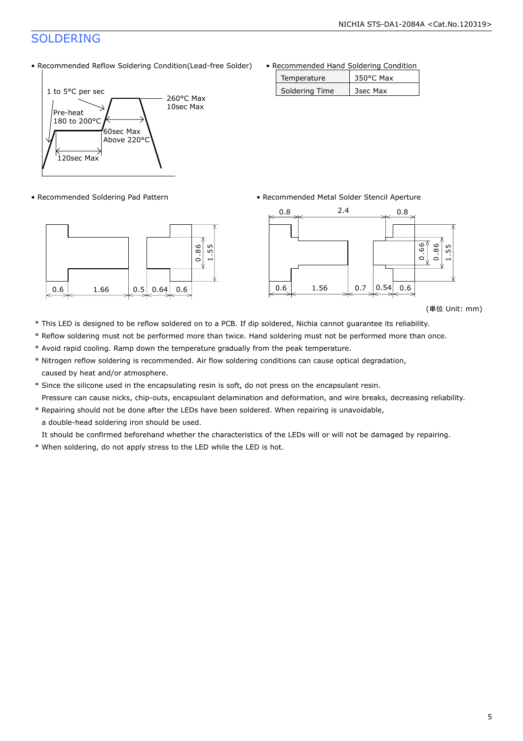## SOLDERING

- Recommended Reflow Soldering Condition(Lead-free Solder)

1 to 5°C per sec
Pre-heat
180 to 200°C
120sec Max
60sec Max
Above 220°C
260°C Max
10sec Max

- Recommended Hand Soldering Condition

| Temperature | 350°C Max |
|---|---|
| Soldering Time | 3sec Max |

- Recommended Soldering Pad Pattern

0.6 1.66 0.5 0.64 0.6 0.86 1.55

- Recommended Metal Solder Stencil Aperture

0.8 2.4 0.8
0.6 1.56 0.7 0.54 0.6 0.66 0.86 1.55

(単位 Unit: mm)

\* This LED is designed to be reflow soldered on to a PCB. If dip soldered, Nichia cannot guarantee its reliability.
\* Reflow soldering must not be performed more than twice. Hand soldering must not be performed more than once.
\* Avoid rapid cooling. Ramp down the temperature gradually from the peak temperature.
\* Nitrogen reflow soldering is recommended. Air flow soldering conditions can cause optical degradation, caused by heat and/or atmosphere.
\* Since the silicone used in the encapsulating resin is soft, do not press on the encapsulant resin. Pressure can cause nicks, chip-outs, encapsulant delamination and deformation, and wire breaks, decreasing reliability.
\* Repairing should not be done after the LEDs have been soldered. When repairing is unavoidable, a double-head soldering iron should be used. It should be confirmed beforehand whether the characteristics of the LEDs will or will not be damaged by repairing.
\* When soldering, do not apply stress to the LED while the LED is hot.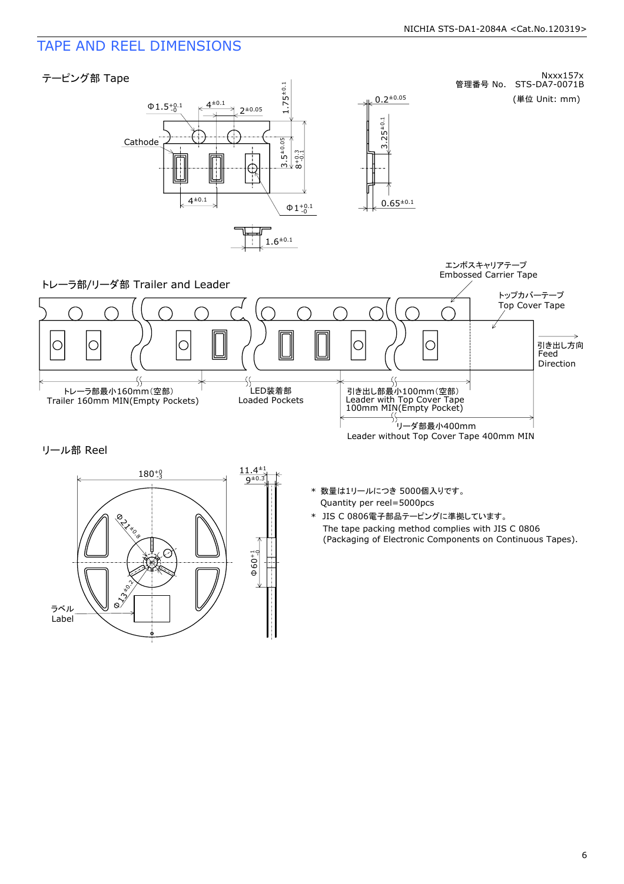# TAPE AND REEL DIMENSIONS

## テーピング部 Tape

Nxxx157x
管理番号 No.　STS-DA7-0071B

(単位 Unit: mm)

Φ1.5 $^{+0.1}_{-0}$　4 $^{\pm0.1}$　2 $^{\pm0.05}$　1.75 $^{\pm0.1}$

Cathode

3.5 $^{\pm0.05}$　8 $^{+0.3}_{-0.1}$

4 $^{\pm0.1}$　Φ1 $^{+0.1}_{-0}$

0.2 $^{\pm0.05}$　3.25 $^{\pm0.1}$　0.65 $^{\pm0.1}$

1.6 $^{\pm0.1}$

## トレーラ部/リーダ部 Trailer and Leader

エンボスキャリアテープ
Embossed Carrier Tape

トップカバーテープ
Top Cover Tape

引き出し方向
Feed
Direction

トレーラ部最小160mm(空部)
Trailer 160mm MIN(Empty Pockets)

LED装着部
Loaded Pockets

引き出し部最小100mm(空部)
Leader with Top Cover Tape
100mm MIN(Empty Pocket)

リーダ部最小400mm
Leader without Top Cover Tape 400mm MIN

## リール部 Reel

180 $^{+0}_{-3}$　11.4 $^{\pm1}$　9 $^{\pm0.3}$

Φ21 $^{\pm0.8}$　Φ13 $^{\pm0.2}$　Φ60 $^{+1}_{-0}$

ラベル
Label

\* 数量は1リールにつき 5000個入りです。
Quantity per reel=5000pcs

\* JIS C 0806電子部品テーピングに準拠しています。
The tape packing method complies with JIS C 0806
(Packaging of Electronic Components on Continuous Tapes).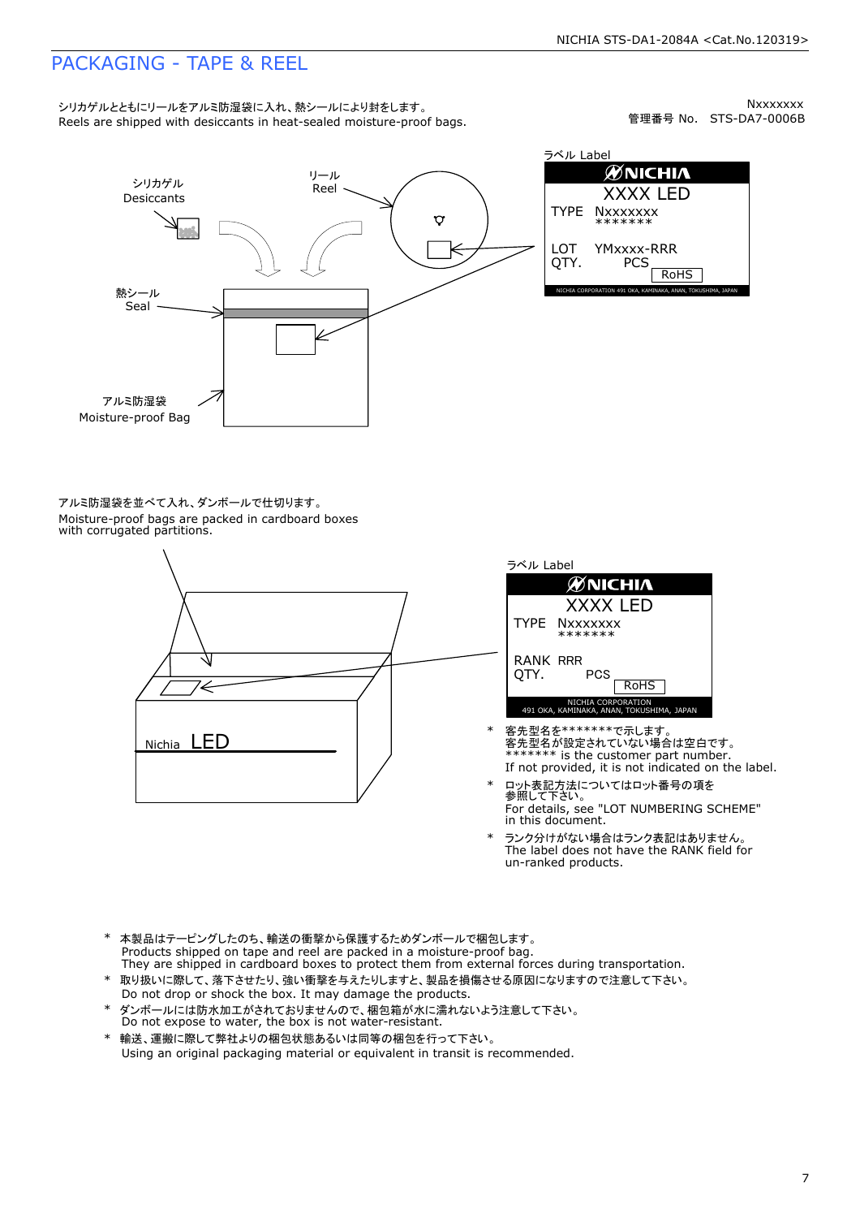# PACKAGING - TAPE & REEL

シリカゲルとともにリールをアルミ防湿袋に入れ、熱シールにより封をします。
Reels are shipped with desiccants in heat-sealed moisture-proof bags.

Nxxxxxxx
管理番号 No. STS-DA7-0006B

シリカゲル
Desiccants

リール
Reel

熱シール
Seal

アルミ防湿袋
Moisture-proof Bag

ラベル Label

NICHIA
XXXX LED
TYPE Nxxxxxxx
*******
LOT YMxxxx-RRR
QTY. PCS
RoHS
NICHIA CORPORATION 491 OKA, KAMINAKA, ANAN, TOKUSHIMA, JAPAN

アルミ防湿袋を並べて入れ、ダンボールで仕切ります。
Moisture-proof bags are packed in cardboard boxes with corrugated partitions.

Nichia LED

ラベル Label

NICHIA
XXXX LED
TYPE Nxxxxxxx
*******
RANK RRR
QTY. PCS
RoHS
NICHIA CORPORATION
491 OKA, KAMINAKA, ANAN, TOKUSHIMA, JAPAN

- \* 客先型名を*******で示します。
  客先型名が設定されていない場合は空白です。
  ******* is the customer part number.
  If not provided, it is not indicated on the label.
- \* ロット表記方法についてはロット番号の項を参照して下さい。
  For details, see "LOT NUMBERING SCHEME" in this document.
- \* ランク分けがない場合はランク表記はありません。
  The label does not have the RANK field for un-ranked products.

- \* 本製品はテーピングしたのち、輸送の衝撃から保護するためダンボールで梱包します。
  Products shipped on tape and reel are packed in a moisture-proof bag.
  They are shipped in cardboard boxes to protect them from external forces during transportation.
- \* 取り扱いに際して、落下させたり、強い衝撃を与えたりしますと、製品を損傷させる原因になりますので注意して下さい。
  Do not drop or shock the box. It may damage the products.
- \* ダンボールには防水加工がされておりませんので、梱包箱が水に濡れないよう注意して下さい。
  Do not expose to water, the box is not water-resistant.
- \* 輸送、運搬に際して弊社よりの梱包状態あるいは同等の梱包を行って下さい。
  Using an original packaging material or equivalent in transit is recommended.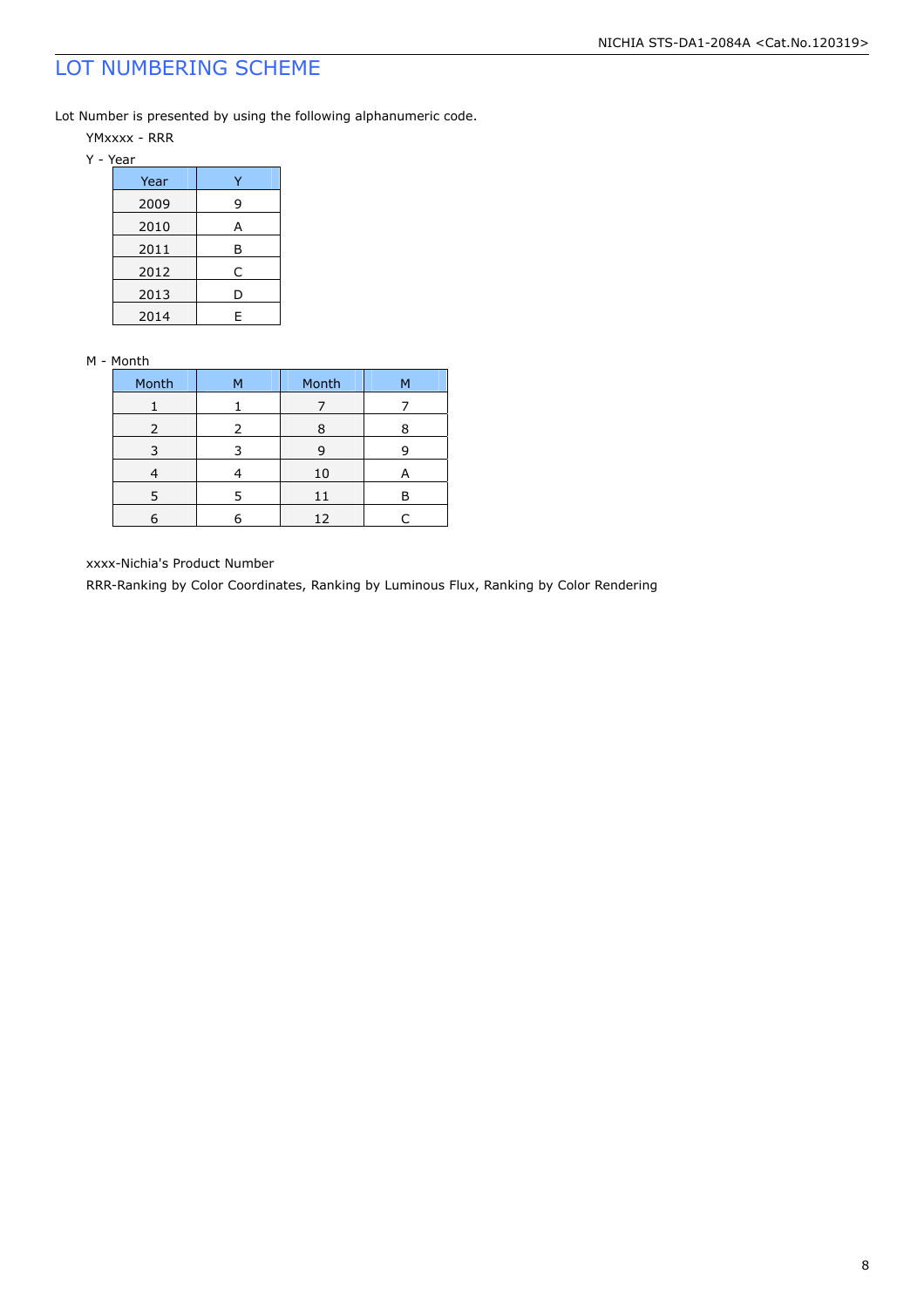# LOT NUMBERING SCHEME

Lot Number is presented by using the following alphanumeric code.

YMxxxx - RRR

Y - Year

| Year | Y |
|---|---|
| 2009 | 9 |
| 2010 | A |
| 2011 | B |
| 2012 | C |
| 2013 | D |
| 2014 | E |

M - Month

| Month | M | Month | M |
|---|---|---|---|
| 1 | 1 | 7 | 7 |
| 2 | 2 | 8 | 8 |
| 3 | 3 | 9 | 9 |
| 4 | 4 | 10 | A |
| 5 | 5 | 11 | B |
| 6 | 6 | 12 | C |

xxxx-Nichia's Product Number

RRR-Ranking by Color Coordinates, Ranking by Luminous Flux, Ranking by Color Rendering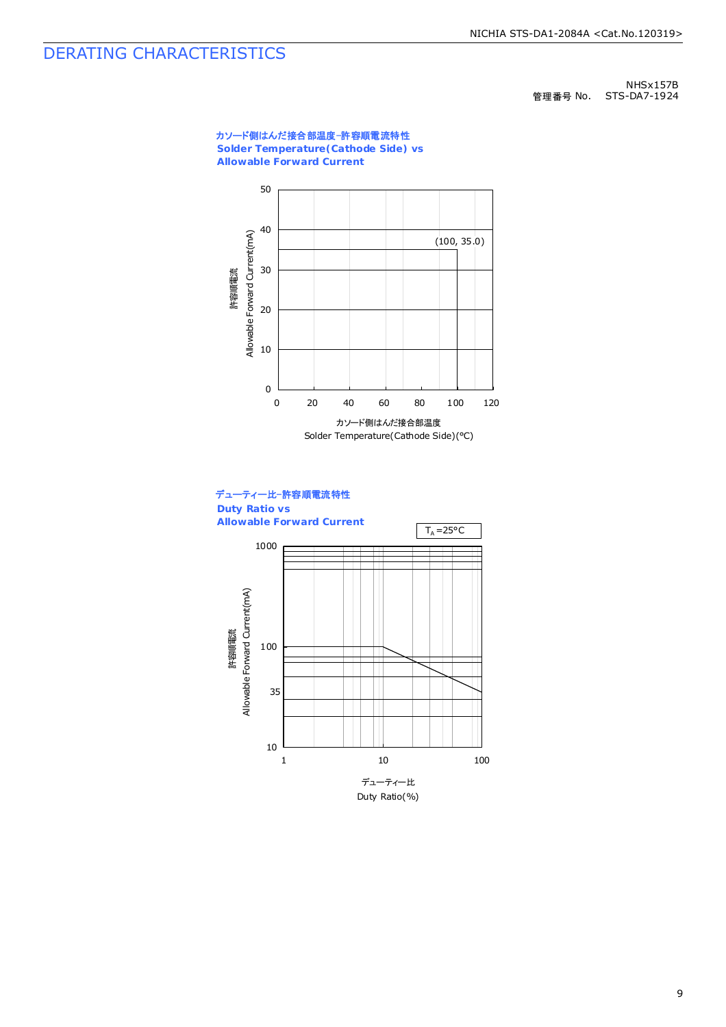# DERATING CHARACTERISTICS

NHSx157B
管理番号 No. STS-DA7-1924

**カソード側はんだ接合部温度-許容順電流特性**
**Solder Temperature(Cathode Side) vs**
**Allowable Forward Current**

許容順電流
Allowable Forward Current(mA)

(100, 35.0)

カソード側はんだ接合部温度
Solder Temperature(Cathode Side)(°C)

**デューティー比-許容順電流特性**
**Duty Ratio vs**
**Allowable Forward Current**

$T_A$=25°C

許容順電流
Allowable Forward Current(mA)

デューティー比
Duty Ratio(%)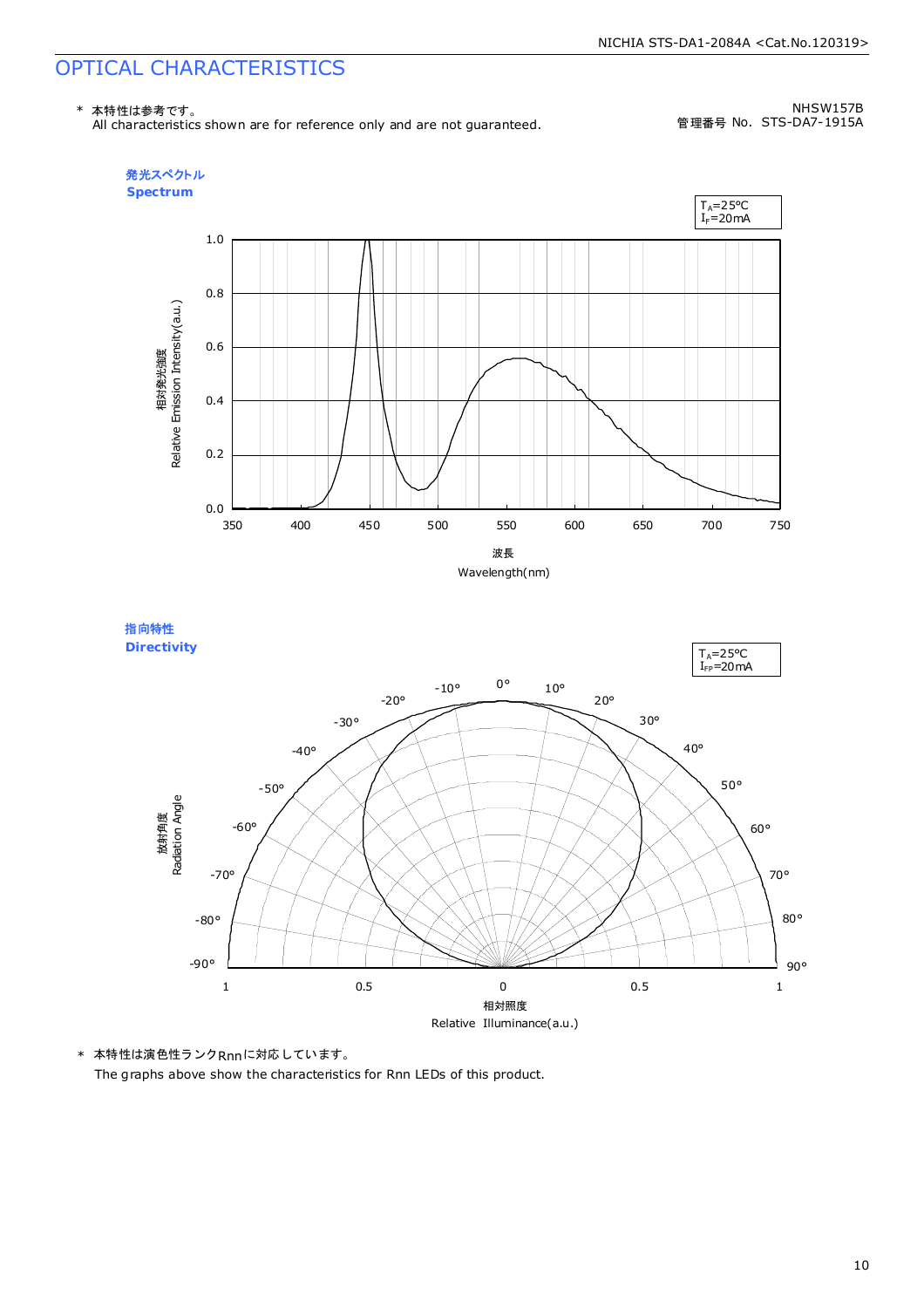# OPTICAL CHARACTERISTICS

\* 本特性は参考です。
All characteristics shown are for reference only and are not guaranteed.

NHSW157B
管理番号 No. STS-DA7-1915A

## 発光スペクトル
## Spectrum

$T_A$=25°C
$I_F$=20mA

相対発光強度
Relative Emission Intensity(a.u.)

波長
Wavelength(nm)

## 指向特性
## Directivity

$T_A$=25°C
$I_{FP}$=20mA

放射角度
Radiation Angle

相対照度
Relative Illuminance(a.u.)

\* 本特性は演色性ランクRnnに対応しています。
The graphs above show the characteristics for Rnn LEDs of this product.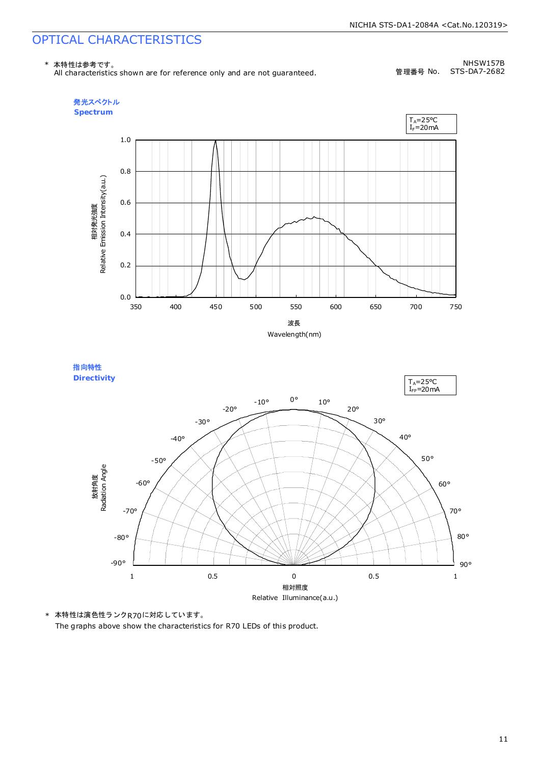# OPTICAL CHARACTERISTICS

\* 本特性は参考です。
All characteristics shown are for reference only and are not guaranteed.

NHSW157B
管理番号 No. STS-DA7-2682

**発光スペクトル**
**Spectrum**

$T_A$=25°C
$I_F$=20mA

相対発光強度
Relative Emission Intensity(a.u.)

1.0
0.8
0.6
0.4
0.2
0.0

350 400 450 500 550 600 650 700 750

波長
Wavelength(nm)

**指向特性**
**Directivity**

$T_A$=25°C
$I_{FP}$=20mA

放射角度
Radiation Angle

0° 10° 20° 30° 40° 50° 60° 70° 80° 90°
-10° -20° -30° -40° -50° -60° -70° -80° -90°

1 0.5 0 0.5 1

相対照度
Relative Illuminance(a.u.)

\* 本特性は演色性ランクR70に対応しています。
The graphs above show the characteristics for R70 LEDs of this product.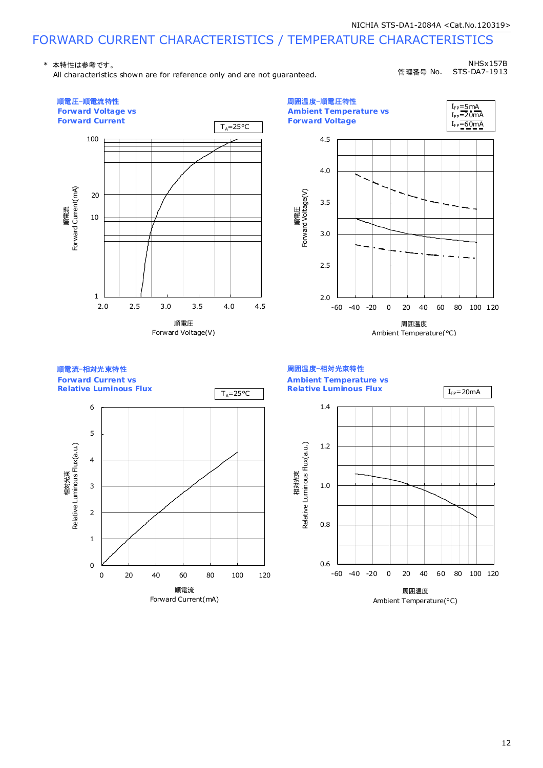# FORWARD CURRENT CHARACTERISTICS / TEMPERATURE CHARACTERISTICS

\* 本特性は参考です。
All characteristics shown are for reference only and are not guaranteed.

NHSx157B
管理番号 No. STS-DA7-1913

## 順電圧-順電流特性 Forward Voltage vs Forward Current

$T_A$=25°C

順電流 Forward Current(mA): 1, 10, 20, 100

順電圧 Forward Voltage(V): 2.0, 2.5, 3.0, 3.5, 4.0, 4.5

## 周囲温度-順電圧特性 Ambient Temperature vs Forward Voltage

$I_{FP}$=5mA
$I_{FP}$=20mA
$I_{FP}$=60mA

順電圧 Forward Voltage(V): 2.0, 2.5, 3.0, 3.5, 4.0, 4.5

周囲温度 Ambient Temperature(°C): -60, -40, -20, 0, 20, 40, 60, 80, 100, 120

## 順電流-相対光束特性 Forward Current vs Relative Luminous Flux

$T_A$=25°C

相対光束 Relative Luminous Flux(a.u.): 0, 1, 2, 3, 4, 5, 6

順電流 Forward Current(mA): 0, 20, 40, 60, 80, 100, 120

## 周囲温度-相対光束特性 Ambient Temperature vs Relative Luminous Flux

$I_{FP}$=20mA

相対光束 Relative Luminous Flux(a.u.): 0.6, 0.8, 1.0, 1.2, 1.4

周囲温度 Ambient Temperature(°C): -60, -40, -20, 0, 20, 40, 60, 80, 100, 120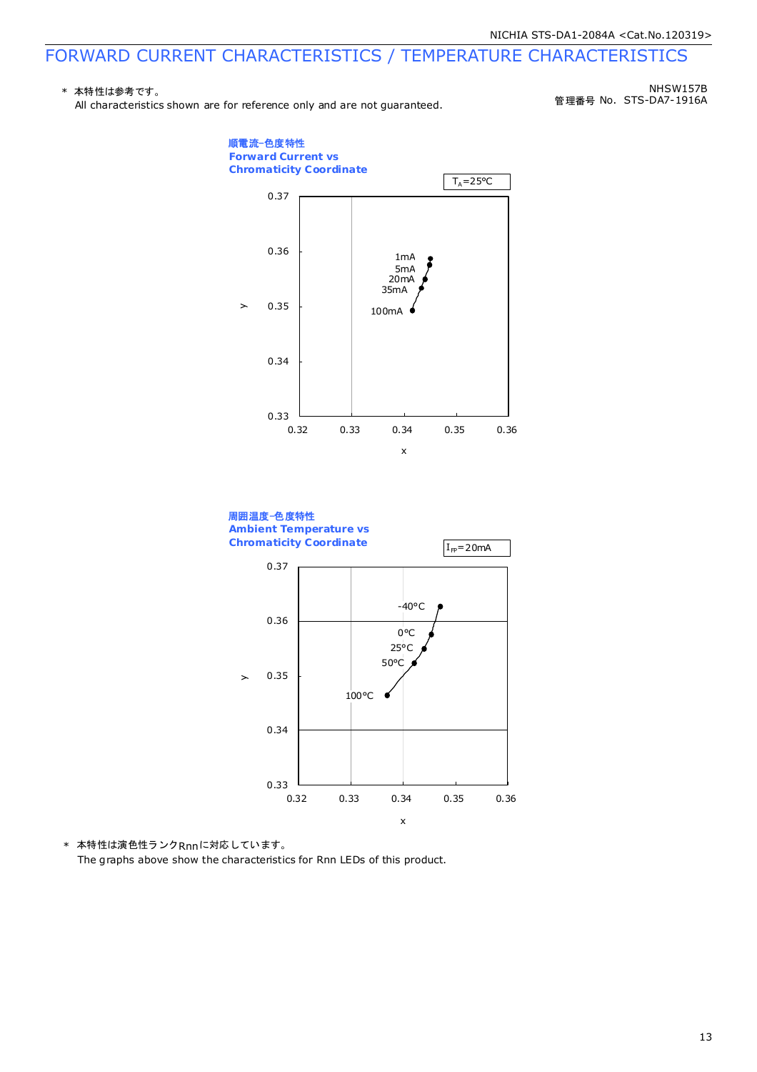# FORWARD CURRENT CHARACTERISTICS / TEMPERATURE CHARACTERISTICS

＊ 本特性は参考です。
All characteristics shown are for reference only and are not guaranteed.

NHSW157B
管理番号 No.　STS-DA7-1916A

**順電流-色度特性**
**Forward Current vs Chromaticity Coordinate**

$T_A$=25°C

1mA
5mA
20mA
35mA
100mA

y: 0.33, 0.34, 0.35, 0.36, 0.37
x: 0.32, 0.33, 0.34, 0.35, 0.36

**周囲温度-色度特性**
**Ambient Temperature vs Chromaticity Coordinate**

$I_{FP}$=20mA

-40°C
0°C
25°C
50°C
100°C

y: 0.33, 0.34, 0.35, 0.36, 0.37
x: 0.32, 0.33, 0.34, 0.35, 0.36

＊ 本特性は演色性ランクRnnに対応しています。
The graphs above show the characteristics for Rnn LEDs of this product.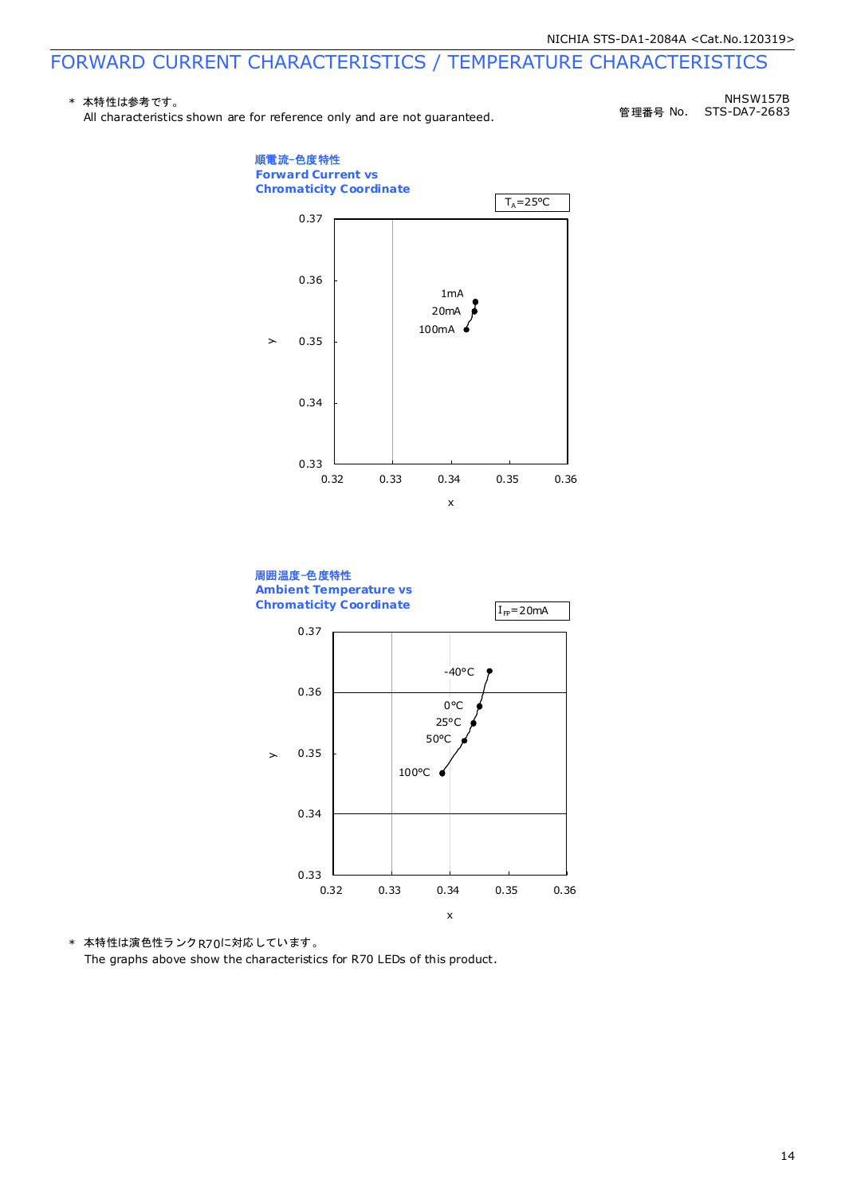# FORWARD CURRENT CHARACTERISTICS / TEMPERATURE CHARACTERISTICS

＊ 本特性は参考です。
All characteristics shown are for reference only and are not guaranteed.

NHSW157B
管理番号 No. STS-DA7-2683

**順電流−色度特性**
**Forward Current vs Chromaticity Coordinate**

$T_A$=25°C

0.37
0.36
1mA
20mA
100mA
y 0.35
0.34
0.33
0.32 0.33 0.34 0.35 0.36
x

**周囲温度−色度特性**
**Ambient Temperature vs Chromaticity Coordinate**

$I_{FP}$=20mA

0.37
-40°C
0.36
0°C
25°C
50°C
y 0.35
100°C
0.34
0.33
0.32 0.33 0.34 0.35 0.36
x

＊ 本特性は演色性ランクR70に対応しています。
The graphs above show the characteristics for R70 LEDs of this product.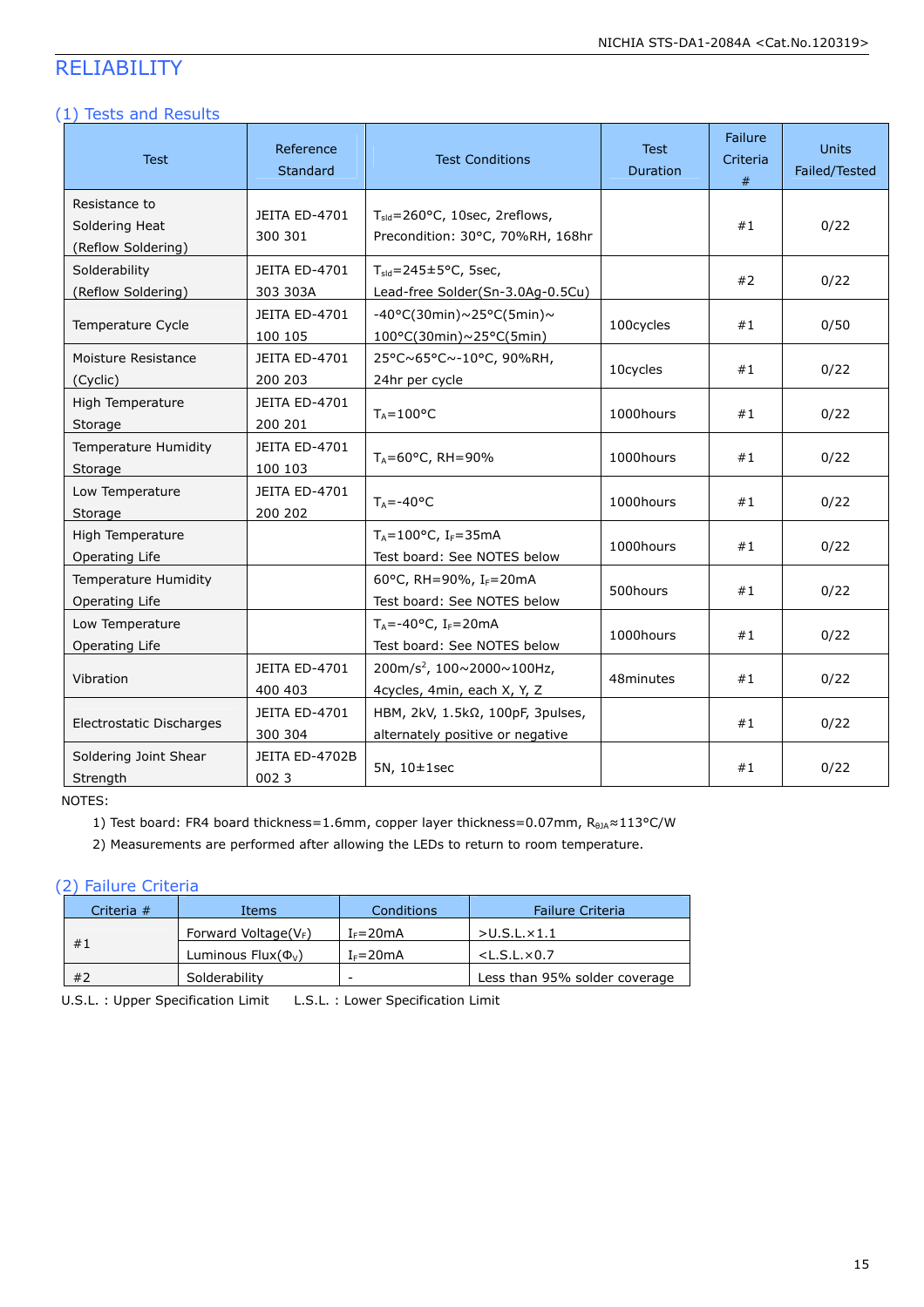# RELIABILITY

## (1) Tests and Results

| Test | Reference Standard | Test Conditions | Test Duration | Failure Criteria # | Units Failed/Tested |
|---|---|---|---|---|---|
| Resistance to Soldering Heat (Reflow Soldering) | JEITA ED-4701 300 301 | $T_{sld}$=260°C, 10sec, 2reflows, Precondition: 30°C, 70%RH, 168hr | | #1 | 0/22 |
| Solderability (Reflow Soldering) | JEITA ED-4701 303 303A | $T_{sld}$=245±5°C, 5sec, Lead-free Solder(Sn-3.0Ag-0.5Cu) | | #2 | 0/22 |
| Temperature Cycle | JEITA ED-4701 100 105 | -40°C(30min)~25°C(5min)~ 100°C(30min)~25°C(5min) | 100cycles | #1 | 0/50 |
| Moisture Resistance (Cyclic) | JEITA ED-4701 200 203 | 25°C~65°C~-10°C, 90%RH, 24hr per cycle | 10cycles | #1 | 0/22 |
| High Temperature Storage | JEITA ED-4701 200 201 | $T_A$=100°C | 1000hours | #1 | 0/22 |
| Temperature Humidity Storage | JEITA ED-4701 100 103 | $T_A$=60°C, RH=90% | 1000hours | #1 | 0/22 |
| Low Temperature Storage | JEITA ED-4701 200 202 | $T_A$=-40°C | 1000hours | #1 | 0/22 |
| High Temperature Operating Life | | $T_A$=100°C, $I_F$=35mA Test board: See NOTES below | 1000hours | #1 | 0/22 |
| Temperature Humidity Operating Life | | 60°C, RH=90%, $I_F$=20mA Test board: See NOTES below | 500hours | #1 | 0/22 |
| Low Temperature Operating Life | | $T_A$=-40°C, $I_F$=20mA Test board: See NOTES below | 1000hours | #1 | 0/22 |
| Vibration | JEITA ED-4701 400 403 | 200m/s$^2$, 100~2000~100Hz, 4cycles, 4min, each X, Y, Z | 48minutes | #1 | 0/22 |
| Electrostatic Discharges | JEITA ED-4701 300 304 | HBM, 2kV, 1.5kΩ, 100pF, 3pulses, alternately positive or negative | | #1 | 0/22 |
| Soldering Joint Shear Strength | JEITA ED-4702B 002 3 | 5N, 10±1sec | | #1 | 0/22 |

NOTES:

1) Test board: FR4 board thickness=1.6mm, copper layer thickness=0.07mm, $R_{\theta JA}$≈113°C/W
2) Measurements are performed after allowing the LEDs to return to room temperature.

## (2) Failure Criteria

| Criteria # | Items | Conditions | Failure Criteria |
|---|---|---|---|
| #1 | Forward Voltage($V_F$) | $I_F$=20mA | >U.S.L.×1.1 |
| | Luminous Flux($\Phi_V$) | $I_F$=20mA | <L.S.L.×0.7 |
| #2 | Solderability | - | Less than 95% solder coverage |

U.S.L. : Upper Specification Limit    L.S.L. : Lower Specification Limit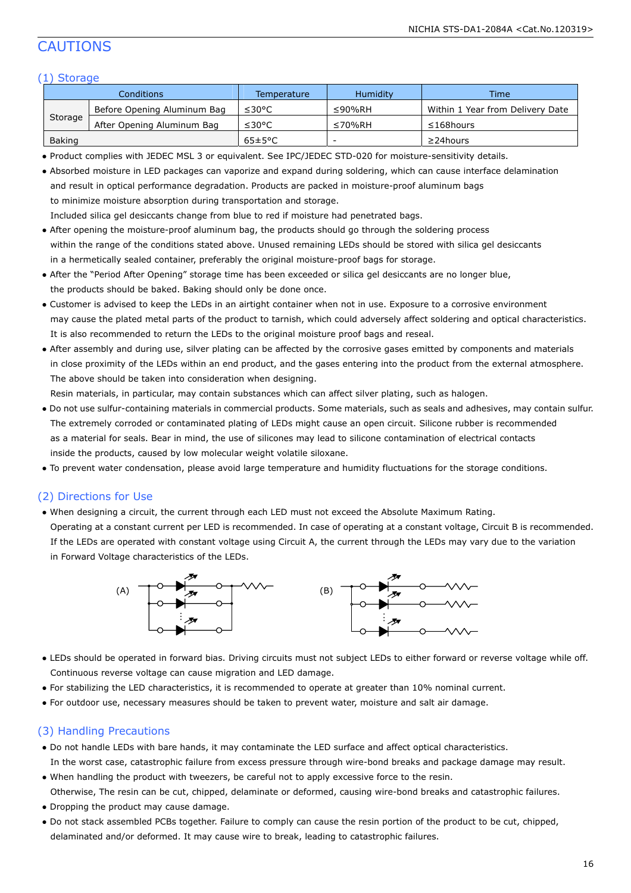# CAUTIONS

## (1) Storage

| Conditions | | Temperature | Humidity | Time |
|---|---|---|---|---|
| Storage | Before Opening Aluminum Bag | ≤30°C | ≤90%RH | Within 1 Year from Delivery Date |
| | After Opening Aluminum Bag | ≤30°C | ≤70%RH | ≤168hours |
| Baking | | 65±5°C | - | ≥24hours |

- Product complies with JEDEC MSL 3 or equivalent. See IPC/JEDEC STD-020 for moisture-sensitivity details.
- Absorbed moisture in LED packages can vaporize and expand during soldering, which can cause interface delamination and result in optical performance degradation. Products are packed in moisture-proof aluminum bags to minimize moisture absorption during transportation and storage.
  Included silica gel desiccants change from blue to red if moisture had penetrated bags.
- After opening the moisture-proof aluminum bag, the products should go through the soldering process within the range of the conditions stated above. Unused remaining LEDs should be stored with silica gel desiccants in a hermetically sealed container, preferably the original moisture-proof bags for storage.
- After the "Period After Opening" storage time has been exceeded or silica gel desiccants are no longer blue, the products should be baked. Baking should only be done once.
- Customer is advised to keep the LEDs in an airtight container when not in use. Exposure to a corrosive environment may cause the plated metal parts of the product to tarnish, which could adversely affect soldering and optical characteristics. It is also recommended to return the LEDs to the original moisture proof bags and reseal.
- After assembly and during use, silver plating can be affected by the corrosive gases emitted by components and materials in close proximity of the LEDs within an end product, and the gases entering into the product from the external atmosphere. The above should be taken into consideration when designing.
  Resin materials, in particular, may contain substances which can affect silver plating, such as halogen.
- Do not use sulfur-containing materials in commercial products. Some materials, such as seals and adhesives, may contain sulfur. The extremely corroded or contaminated plating of LEDs might cause an open circuit. Silicone rubber is recommended as a material for seals. Bear in mind, the use of silicones may lead to silicone contamination of electrical contacts inside the products, caused by low molecular weight volatile siloxane.
- To prevent water condensation, please avoid large temperature and humidity fluctuations for the storage conditions.

## (2) Directions for Use

- When designing a circuit, the current through each LED must not exceed the Absolute Maximum Rating. Operating at a constant current per LED is recommended. In case of operating at a constant voltage, Circuit B is recommended. If the LEDs are operated with constant voltage using Circuit A, the current through the LEDs may vary due to the variation in Forward Voltage characteristics of the LEDs.

(A) (B)

- LEDs should be operated in forward bias. Driving circuits must not subject LEDs to either forward or reverse voltage while off. Continuous reverse voltage can cause migration and LED damage.
- For stabilizing the LED characteristics, it is recommended to operate at greater than 10% nominal current.
- For outdoor use, necessary measures should be taken to prevent water, moisture and salt air damage.

## (3) Handling Precautions

- Do not handle LEDs with bare hands, it may contaminate the LED surface and affect optical characteristics. In the worst case, catastrophic failure from excess pressure through wire-bond breaks and package damage may result.
- When handling the product with tweezers, be careful not to apply excessive force to the resin. Otherwise, The resin can be cut, chipped, delaminate or deformed, causing wire-bond breaks and catastrophic failures.
- Dropping the product may cause damage.
- Do not stack assembled PCBs together. Failure to comply can cause the resin portion of the product to be cut, chipped, delaminated and/or deformed. It may cause wire to break, leading to catastrophic failures.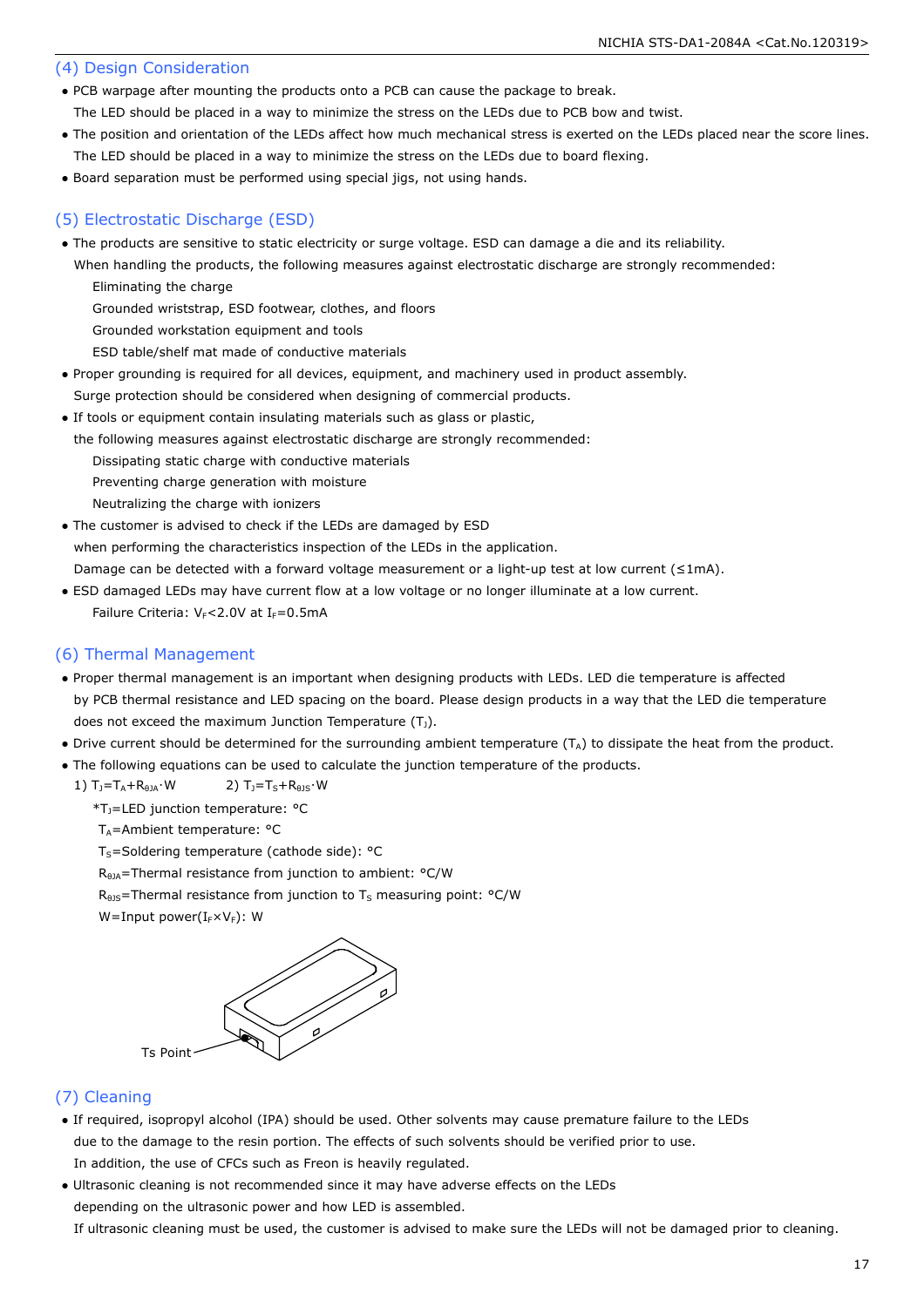## (4) Design Consideration

- PCB warpage after mounting the products onto a PCB can cause the package to break.
  The LED should be placed in a way to minimize the stress on the LEDs due to PCB bow and twist.
- The position and orientation of the LEDs affect how much mechanical stress is exerted on the LEDs placed near the score lines.
  The LED should be placed in a way to minimize the stress on the LEDs due to board flexing.
- Board separation must be performed using special jigs, not using hands.

## (5) Electrostatic Discharge (ESD)

- The products are sensitive to static electricity or surge voltage. ESD can damage a die and its reliability.
  When handling the products, the following measures against electrostatic discharge are strongly recommended:
  - Eliminating the charge
  - Grounded wriststrap, ESD footwear, clothes, and floors
  - Grounded workstation equipment and tools
  - ESD table/shelf mat made of conductive materials
- Proper grounding is required for all devices, equipment, and machinery used in product assembly.
  Surge protection should be considered when designing of commercial products.
- If tools or equipment contain insulating materials such as glass or plastic,
  the following measures against electrostatic discharge are strongly recommended:
  - Dissipating static charge with conductive materials
  - Preventing charge generation with moisture
  - Neutralizing the charge with ionizers
- The customer is advised to check if the LEDs are damaged by ESD
  when performing the characteristics inspection of the LEDs in the application.
  Damage can be detected with a forward voltage measurement or a light-up test at low current (≤1mA).
- ESD damaged LEDs may have current flow at a low voltage or no longer illuminate at a low current.
  Failure Criteria: $V_F$<2.0V at $I_F$=0.5mA

## (6) Thermal Management

- Proper thermal management is an important when designing products with LEDs. LED die temperature is affected by PCB thermal resistance and LED spacing on the board. Please design products in a way that the LED die temperature does not exceed the maximum Junction Temperature ($T_J$).
- Drive current should be determined for the surrounding ambient temperature ($T_A$) to dissipate the heat from the product.
- The following equations can be used to calculate the junction temperature of the products.
  1) $T_J=T_A+R_{\theta JA}\cdot W$ 2) $T_J=T_S+R_{\theta JS}\cdot W$

  *$T_J$=LED junction temperature: °C
  $T_A$=Ambient temperature: °C
  $T_S$=Soldering temperature (cathode side): °C
  $R_{\theta JA}$=Thermal resistance from junction to ambient: °C/W
  $R_{\theta JS}$=Thermal resistance from junction to $T_S$ measuring point: °C/W
  W=Input power($I_F$×$V_F$): W

Ts Point

## (7) Cleaning

- If required, isopropyl alcohol (IPA) should be used. Other solvents may cause premature failure to the LEDs due to the damage to the resin portion. The effects of such solvents should be verified prior to use.
  In addition, the use of CFCs such as Freon is heavily regulated.
- Ultrasonic cleaning is not recommended since it may have adverse effects on the LEDs depending on the ultrasonic power and how LED is assembled.
  If ultrasonic cleaning must be used, the customer is advised to make sure the LEDs will not be damaged prior to cleaning.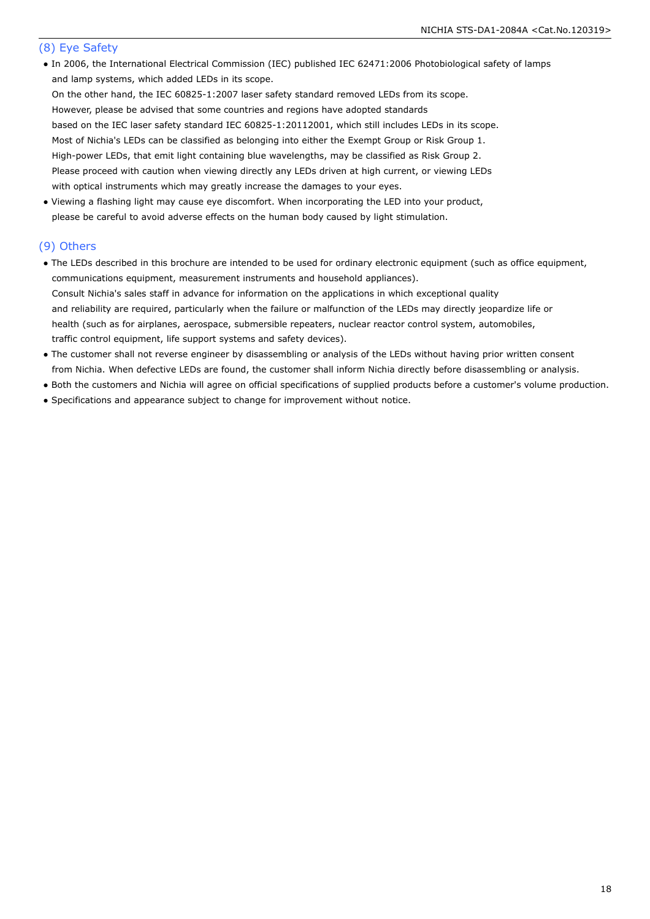## (8) Eye Safety

- In 2006, the International Electrical Commission (IEC) published IEC 62471:2006 Photobiological safety of lamps and lamp systems, which added LEDs in its scope.
  On the other hand, the IEC 60825-1:2007 laser safety standard removed LEDs from its scope.
  However, please be advised that some countries and regions have adopted standards based on the IEC laser safety standard IEC 60825-1:20112001, which still includes LEDs in its scope.
  Most of Nichia's LEDs can be classified as belonging into either the Exempt Group or Risk Group 1.
  High-power LEDs, that emit light containing blue wavelengths, may be classified as Risk Group 2.
  Please proceed with caution when viewing directly any LEDs driven at high current, or viewing LEDs with optical instruments which may greatly increase the damages to your eyes.
- Viewing a flashing light may cause eye discomfort. When incorporating the LED into your product, please be careful to avoid adverse effects on the human body caused by light stimulation.

## (9) Others

- The LEDs described in this brochure are intended to be used for ordinary electronic equipment (such as office equipment, communications equipment, measurement instruments and household appliances).
  Consult Nichia's sales staff in advance for information on the applications in which exceptional quality and reliability are required, particularly when the failure or malfunction of the LEDs may directly jeopardize life or health (such as for airplanes, aerospace, submersible repeaters, nuclear reactor control system, automobiles, traffic control equipment, life support systems and safety devices).
- The customer shall not reverse engineer by disassembling or analysis of the LEDs without having prior written consent from Nichia. When defective LEDs are found, the customer shall inform Nichia directly before disassembling or analysis.
- Both the customers and Nichia will agree on official specifications of supplied products before a customer's volume production.
- Specifications and appearance subject to change for improvement without notice.